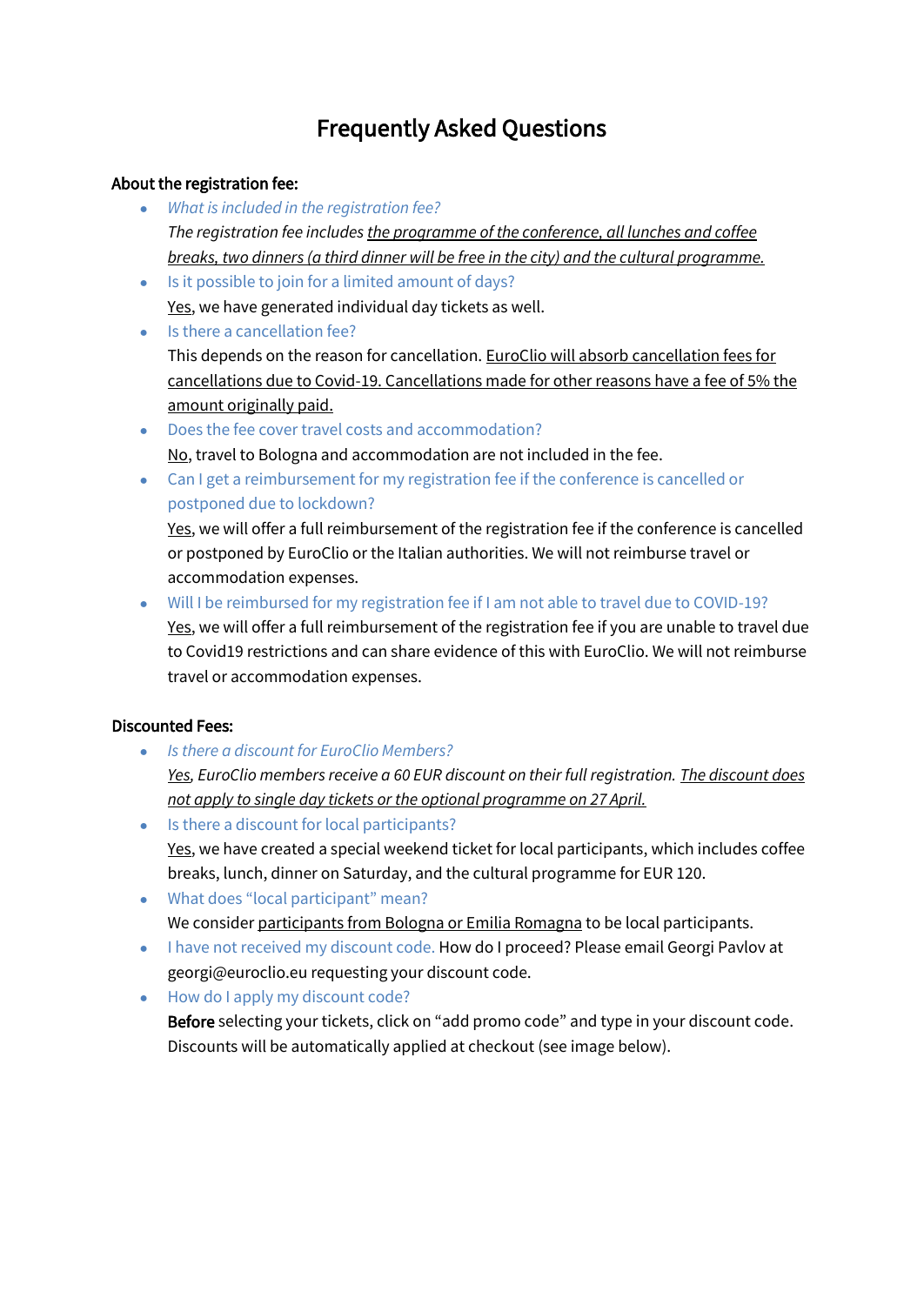# Frequently Asked Questions

## About the registration fee:

- *What is included in the registration fee?*
  *The registration fee includes the programme of the conference, all lunches and coffee breaks, two dinners (a third dinner will be free in the city) and the cultural programme.*
- Is it possible to join for a limited amount of days?
  Yes, we have generated individual day tickets as well.
- Is there a cancellation fee?
  This depends on the reason for cancellation. EuroClio will absorb cancellation fees for cancellations due to Covid-19. Cancellations made for other reasons have a fee of 5% the amount originally paid.
- Does the fee cover travel costs and accommodation?
  No, travel to Bologna and accommodation are not included in the fee.
- Can I get a reimbursement for my registration fee if the conference is cancelled or postponed due to lockdown?
  Yes, we will offer a full reimbursement of the registration fee if the conference is cancelled or postponed by EuroClio or the Italian authorities. We will not reimburse travel or accommodation expenses.
- Will I be reimbursed for my registration fee if I am not able to travel due to COVID-19?
  Yes, we will offer a full reimbursement of the registration fee if you are unable to travel due to Covid19 restrictions and can share evidence of this with EuroClio. We will not reimburse travel or accommodation expenses.

## Discounted Fees:

- *Is there a discount for EuroClio Members?*
  *Yes, EuroClio members receive a 60 EUR discount on their full registration. The discount does not apply to single day tickets or the optional programme on 27 April.*
- Is there a discount for local participants?
  Yes, we have created a special weekend ticket for local participants, which includes coffee breaks, lunch, dinner on Saturday, and the cultural programme for EUR 120.
- What does "local participant" mean?
  We consider participants from Bologna or Emilia Romagna to be local participants.
- I have not received my discount code. How do I proceed? Please email Georgi Pavlov at georgi@euroclio.eu requesting your discount code.
- How do I apply my discount code?
  **Before** selecting your tickets, click on "add promo code" and type in your discount code. Discounts will be automatically applied at checkout (see image below).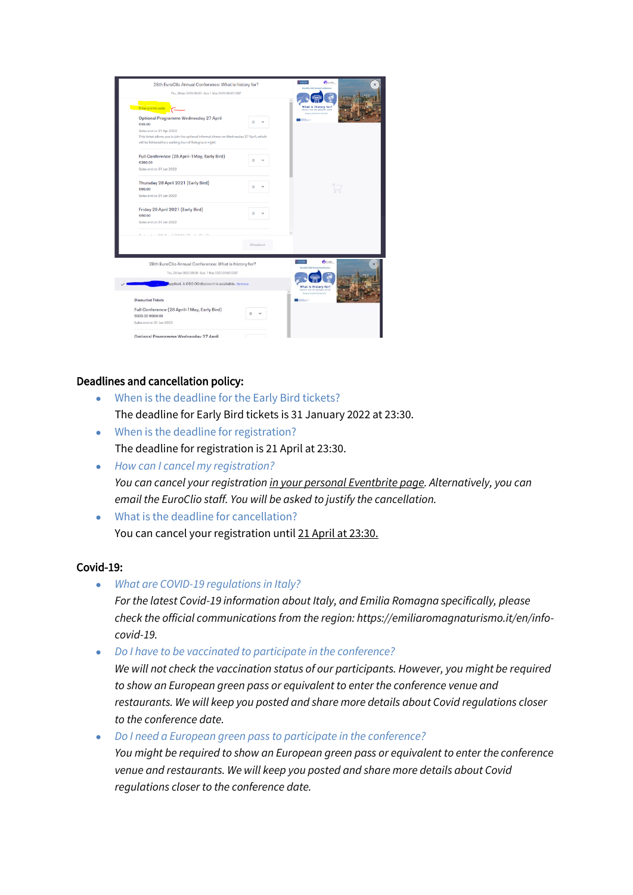## Deadlines and cancellation policy:

- When is the deadline for the Early Bird tickets?
  The deadline for Early Bird tickets is 31 January 2022 at 23:30.
- When is the deadline for registration?
  The deadline for registration is 21 April at 23:30.
- *How can I cancel my registration?*
  *You can cancel your registration in your personal Eventbrite page. Alternatively, you can email the EuroClio staff. You will be asked to justify the cancellation.*
- What is the deadline for cancellation?
  You can cancel your registration until 21 April at 23:30.

## Covid-19:

- *What are COVID-19 regulations in Italy?*
  *For the latest Covid-19 information about Italy, and Emilia Romagna specifically, please check the official communications from the region: https://emiliaromagnaturismo.it/en/info-covid-19.*
- *Do I have to be vaccinated to participate in the conference?*
  *We will not check the vaccination status of our participants. However, you might be required to show an European green pass or equivalent to enter the conference venue and restaurants. We will keep you posted and share more details about Covid regulations closer to the conference date.*
- *Do I need a European green pass to participate in the conference?*
  *You might be required to show an European green pass or equivalent to enter the conference venue and restaurants. We will keep you posted and share more details about Covid regulations closer to the conference date.*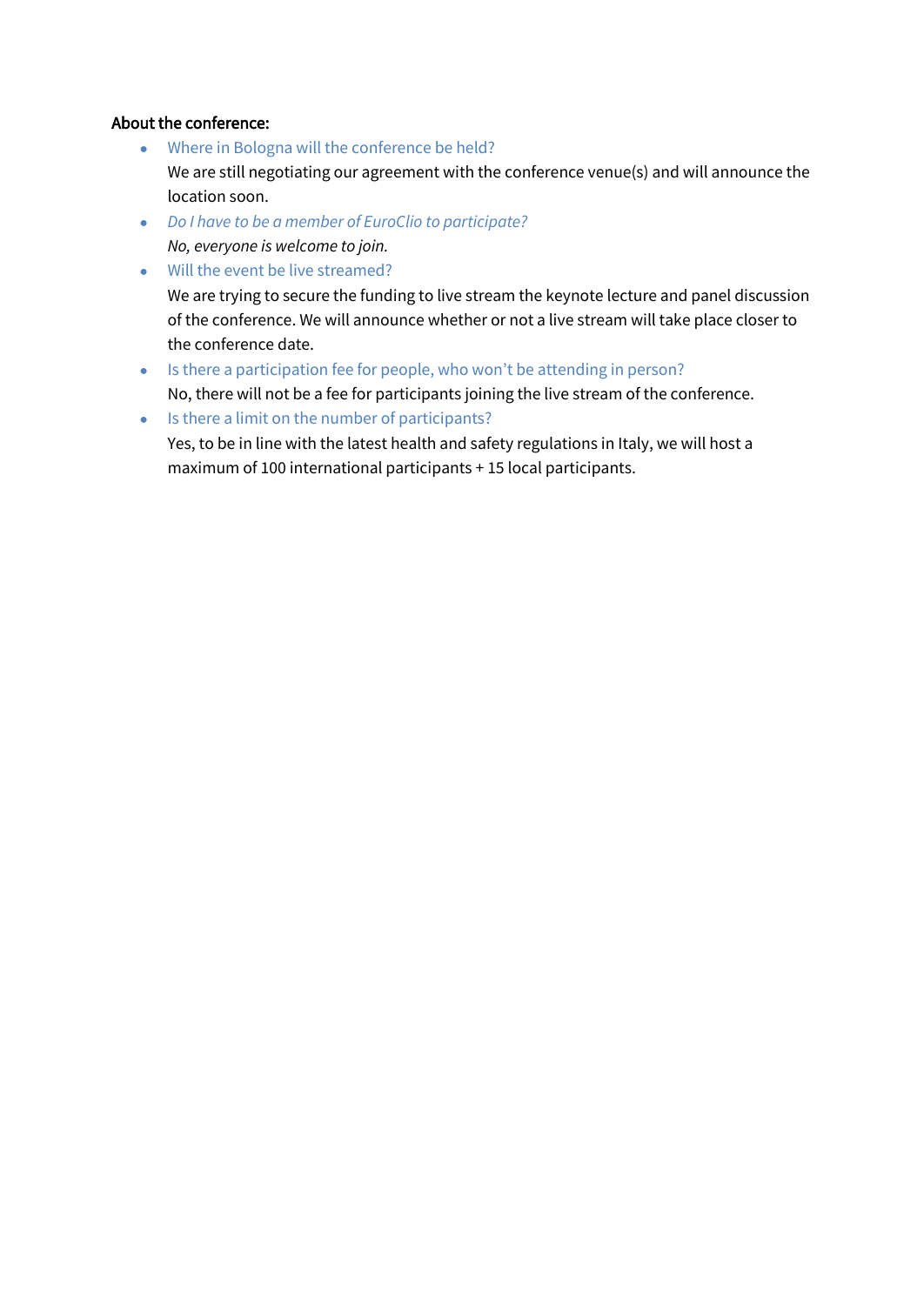**About the conference:**

- Where in Bologna will the conference be held?
  We are still negotiating our agreement with the conference venue(s) and will announce the location soon.
- *Do I have to be a member of EuroClio to participate?*
  *No, everyone is welcome to join.*
- Will the event be live streamed?
  We are trying to secure the funding to live stream the keynote lecture and panel discussion of the conference. We will announce whether or not a live stream will take place closer to the conference date.
- Is there a participation fee for people, who won't be attending in person?
  No, there will not be a fee for participants joining the live stream of the conference.
- Is there a limit on the number of participants?
  Yes, to be in line with the latest health and safety regulations in Italy, we will host a maximum of 100 international participants + 15 local participants.